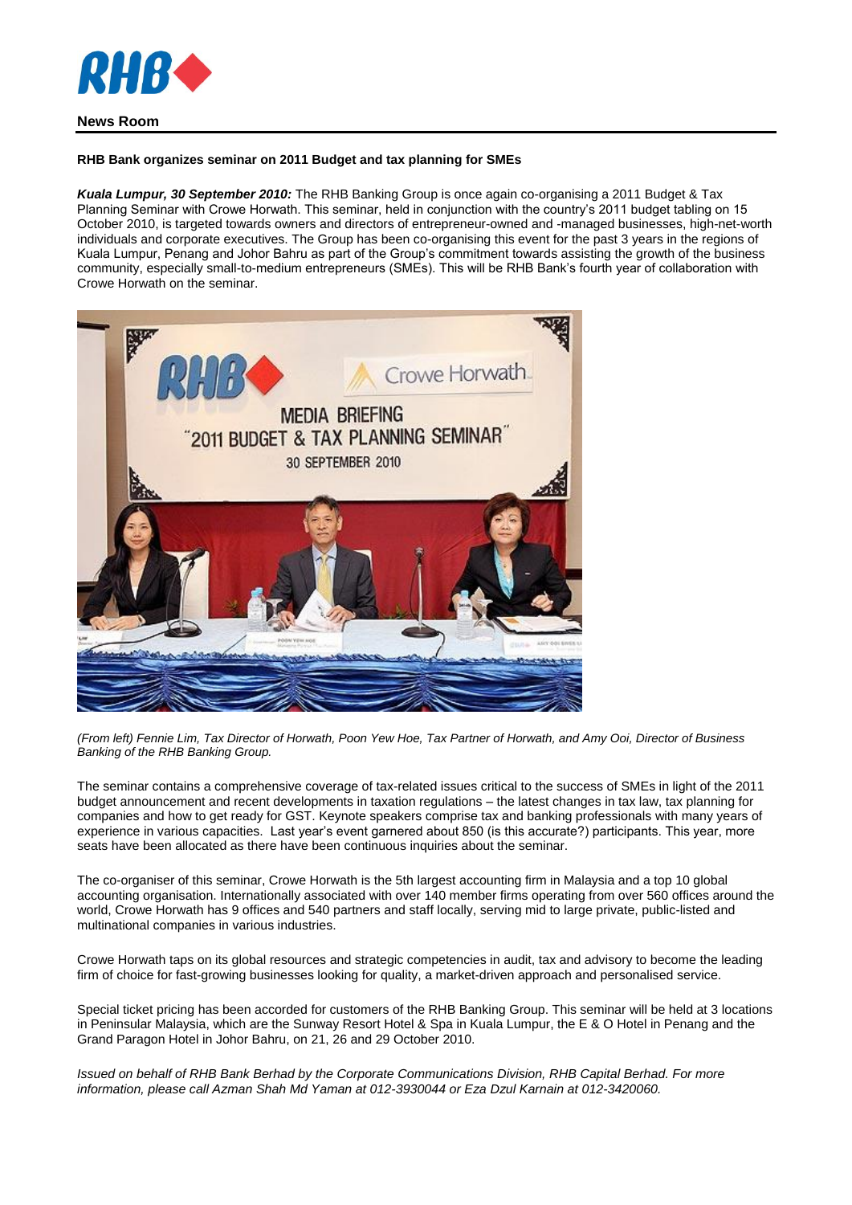RHB

**News Room**

**RHB Bank organizes seminar on 2011 Budget and tax planning for SMEs**

***Kuala Lumpur, 30 September 2010:*** The RHB Banking Group is once again co-organising a 2011 Budget & Tax Planning Seminar with Crowe Horwath. This seminar, held in conjunction with the country's 2011 budget tabling on 15 October 2010, is targeted towards owners and directors of entrepreneur-owned and -managed businesses, high-net-worth individuals and corporate executives. The Group has been co-organising this event for the past 3 years in the regions of Kuala Lumpur, Penang and Johor Bahru as part of the Group's commitment towards assisting the growth of the business community, especially small-to-medium entrepreneurs (SMEs). This will be RHB Bank's fourth year of collaboration with Crowe Horwath on the seminar.

*(From left) Fennie Lim, Tax Director of Horwath, Poon Yew Hoe, Tax Partner of Horwath, and Amy Ooi, Director of Business Banking of the RHB Banking Group.*

The seminar contains a comprehensive coverage of tax-related issues critical to the success of SMEs in light of the 2011 budget announcement and recent developments in taxation regulations – the latest changes in tax law, tax planning for companies and how to get ready for GST. Keynote speakers comprise tax and banking professionals with many years of experience in various capacities. Last year's event garnered about 850 (is this accurate?) participants. This year, more seats have been allocated as there have been continuous inquiries about the seminar.

The co-organiser of this seminar, Crowe Horwath is the 5th largest accounting firm in Malaysia and a top 10 global accounting organisation. Internationally associated with over 140 member firms operating from over 560 offices around the world, Crowe Horwath has 9 offices and 540 partners and staff locally, serving mid to large private, public-listed and multinational companies in various industries.

Crowe Horwath taps on its global resources and strategic competencies in audit, tax and advisory to become the leading firm of choice for fast-growing businesses looking for quality, a market-driven approach and personalised service.

Special ticket pricing has been accorded for customers of the RHB Banking Group. This seminar will be held at 3 locations in Peninsular Malaysia, which are the Sunway Resort Hotel & Spa in Kuala Lumpur, the E & O Hotel in Penang and the Grand Paragon Hotel in Johor Bahru, on 21, 26 and 29 October 2010.

*Issued on behalf of RHB Bank Berhad by the Corporate Communications Division, RHB Capital Berhad. For more information, please call Azman Shah Md Yaman at 012-3930044 or Eza Dzul Karnain at 012-3420060.*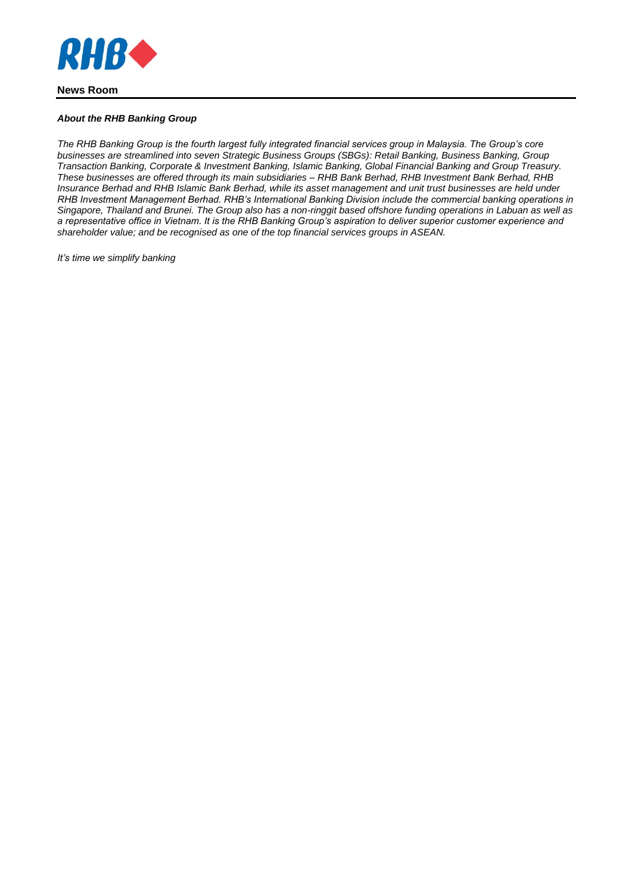*About the RHB Banking Group*

*The RHB Banking Group is the fourth largest fully integrated financial services group in Malaysia. The Group's core businesses are streamlined into seven Strategic Business Groups (SBGs): Retail Banking, Business Banking, Group Transaction Banking, Corporate & Investment Banking, Islamic Banking, Global Financial Banking and Group Treasury. These businesses are offered through its main subsidiaries – RHB Bank Berhad, RHB Investment Bank Berhad, RHB Insurance Berhad and RHB Islamic Bank Berhad, while its asset management and unit trust businesses are held under RHB Investment Management Berhad. RHB's International Banking Division include the commercial banking operations in Singapore, Thailand and Brunei. The Group also has a non-ringgit based offshore funding operations in Labuan as well as a representative office in Vietnam. It is the RHB Banking Group's aspiration to deliver superior customer experience and shareholder value; and be recognised as one of the top financial services groups in ASEAN.*

*It's time we simplify banking*